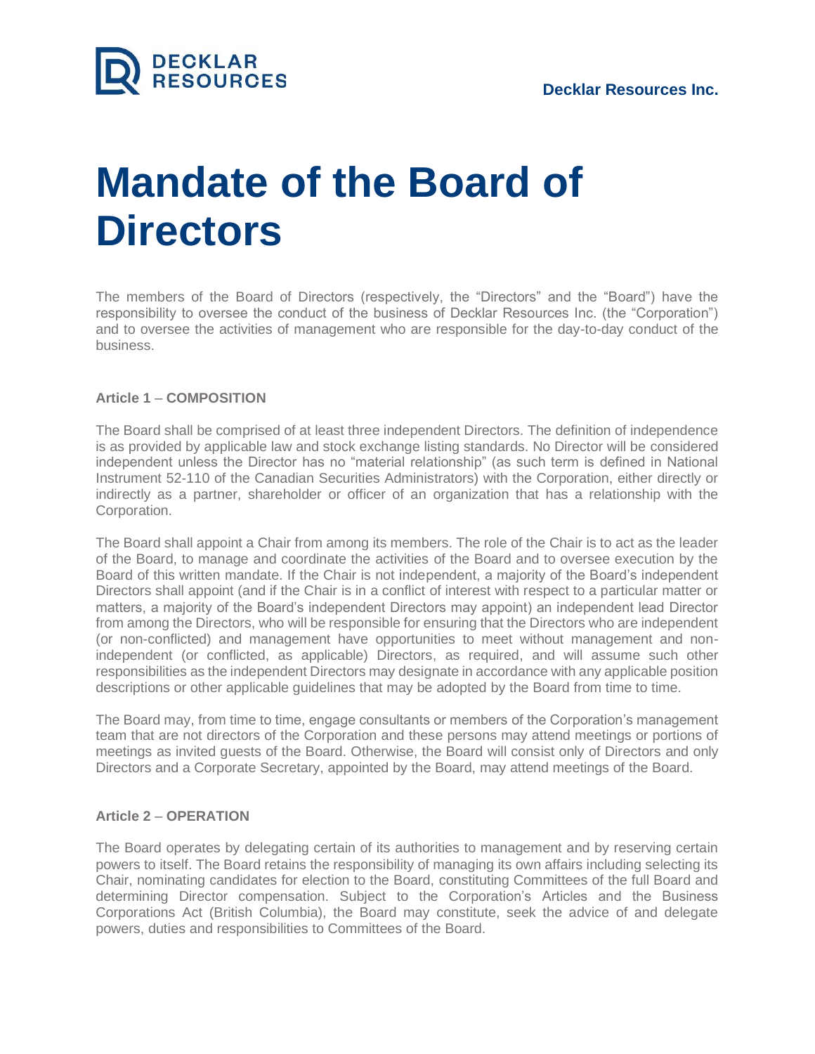Decklar Resources Inc.

# Mandate of the Board of Directors

The members of the Board of Directors (respectively, the "Directors" and the "Board") have the responsibility to oversee the conduct of the business of Decklar Resources Inc. (the "Corporation") and to oversee the activities of management who are responsible for the day-to-day conduct of the business.

## Article 1 – COMPOSITION

The Board shall be comprised of at least three independent Directors. The definition of independence is as provided by applicable law and stock exchange listing standards. No Director will be considered independent unless the Director has no "material relationship" (as such term is defined in National Instrument 52-110 of the Canadian Securities Administrators) with the Corporation, either directly or indirectly as a partner, shareholder or officer of an organization that has a relationship with the Corporation.

The Board shall appoint a Chair from among its members. The role of the Chair is to act as the leader of the Board, to manage and coordinate the activities of the Board and to oversee execution by the Board of this written mandate. If the Chair is not independent, a majority of the Board's independent Directors shall appoint (and if the Chair is in a conflict of interest with respect to a particular matter or matters, a majority of the Board's independent Directors may appoint) an independent lead Director from among the Directors, who will be responsible for ensuring that the Directors who are independent (or non-conflicted) and management have opportunities to meet without management and non-independent (or conflicted, as applicable) Directors, as required, and will assume such other responsibilities as the independent Directors may designate in accordance with any applicable position descriptions or other applicable guidelines that may be adopted by the Board from time to time.

The Board may, from time to time, engage consultants or members of the Corporation's management team that are not directors of the Corporation and these persons may attend meetings or portions of meetings as invited guests of the Board. Otherwise, the Board will consist only of Directors and only Directors and a Corporate Secretary, appointed by the Board, may attend meetings of the Board.

## Article 2 – OPERATION

The Board operates by delegating certain of its authorities to management and by reserving certain powers to itself. The Board retains the responsibility of managing its own affairs including selecting its Chair, nominating candidates for election to the Board, constituting Committees of the full Board and determining Director compensation. Subject to the Corporation's Articles and the Business Corporations Act (British Columbia), the Board may constitute, seek the advice of and delegate powers, duties and responsibilities to Committees of the Board.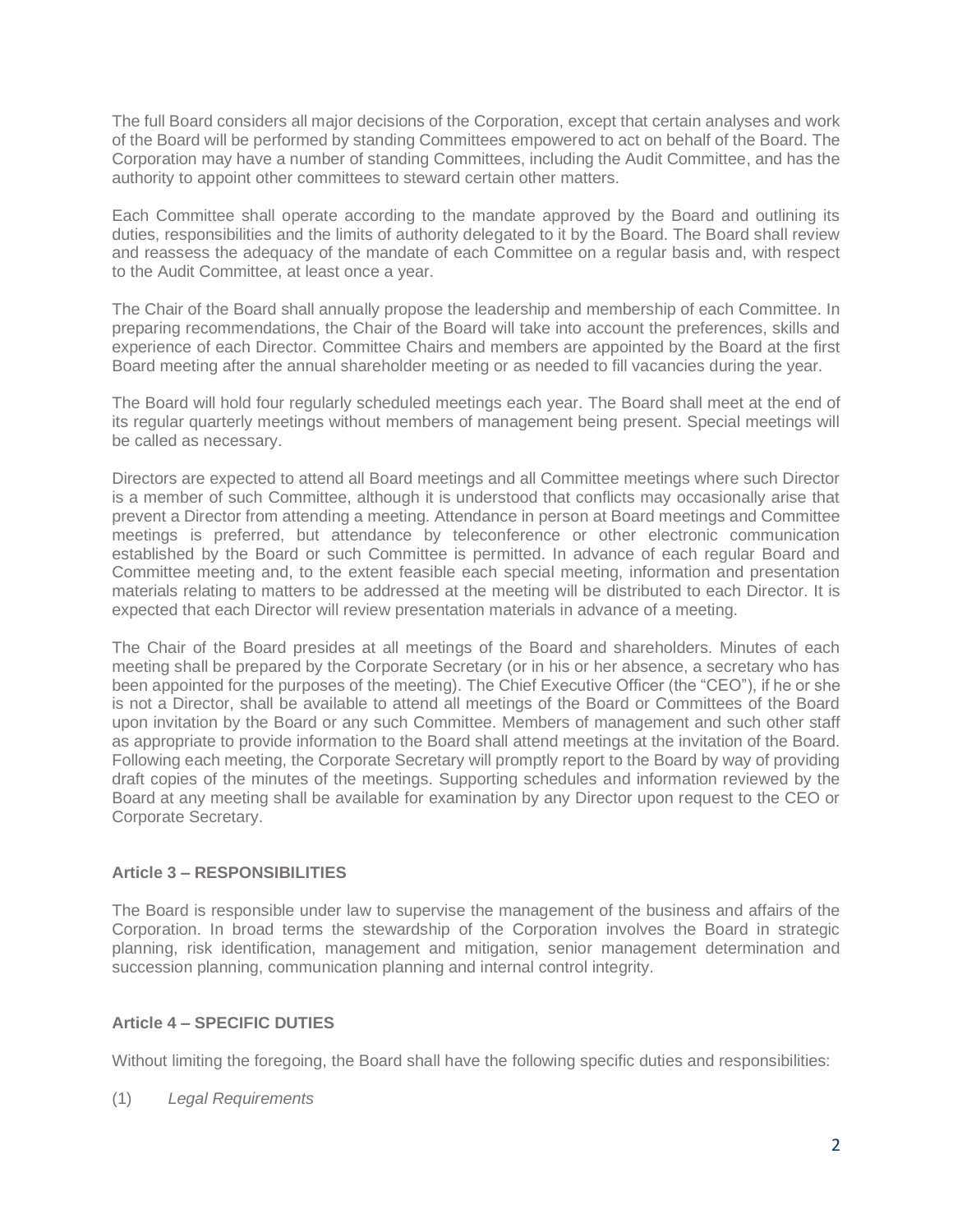The full Board considers all major decisions of the Corporation, except that certain analyses and work of the Board will be performed by standing Committees empowered to act on behalf of the Board. The Corporation may have a number of standing Committees, including the Audit Committee, and has the authority to appoint other committees to steward certain other matters.

Each Committee shall operate according to the mandate approved by the Board and outlining its duties, responsibilities and the limits of authority delegated to it by the Board. The Board shall review and reassess the adequacy of the mandate of each Committee on a regular basis and, with respect to the Audit Committee, at least once a year.

The Chair of the Board shall annually propose the leadership and membership of each Committee. In preparing recommendations, the Chair of the Board will take into account the preferences, skills and experience of each Director. Committee Chairs and members are appointed by the Board at the first Board meeting after the annual shareholder meeting or as needed to fill vacancies during the year.

The Board will hold four regularly scheduled meetings each year. The Board shall meet at the end of its regular quarterly meetings without members of management being present. Special meetings will be called as necessary.

Directors are expected to attend all Board meetings and all Committee meetings where such Director is a member of such Committee, although it is understood that conflicts may occasionally arise that prevent a Director from attending a meeting. Attendance in person at Board meetings and Committee meetings is preferred, but attendance by teleconference or other electronic communication established by the Board or such Committee is permitted. In advance of each regular Board and Committee meeting and, to the extent feasible each special meeting, information and presentation materials relating to matters to be addressed at the meeting will be distributed to each Director. It is expected that each Director will review presentation materials in advance of a meeting.

The Chair of the Board presides at all meetings of the Board and shareholders. Minutes of each meeting shall be prepared by the Corporate Secretary (or in his or her absence, a secretary who has been appointed for the purposes of the meeting). The Chief Executive Officer (the "CEO"), if he or she is not a Director, shall be available to attend all meetings of the Board or Committees of the Board upon invitation by the Board or any such Committee. Members of management and such other staff as appropriate to provide information to the Board shall attend meetings at the invitation of the Board. Following each meeting, the Corporate Secretary will promptly report to the Board by way of providing draft copies of the minutes of the meetings. Supporting schedules and information reviewed by the Board at any meeting shall be available for examination by any Director upon request to the CEO or Corporate Secretary.

## Article 3 – RESPONSIBILITIES

The Board is responsible under law to supervise the management of the business and affairs of the Corporation. In broad terms the stewardship of the Corporation involves the Board in strategic planning, risk identification, management and mitigation, senior management determination and succession planning, communication planning and internal control integrity.

## Article 4 – SPECIFIC DUTIES

Without limiting the foregoing, the Board shall have the following specific duties and responsibilities:

(1) *Legal Requirements*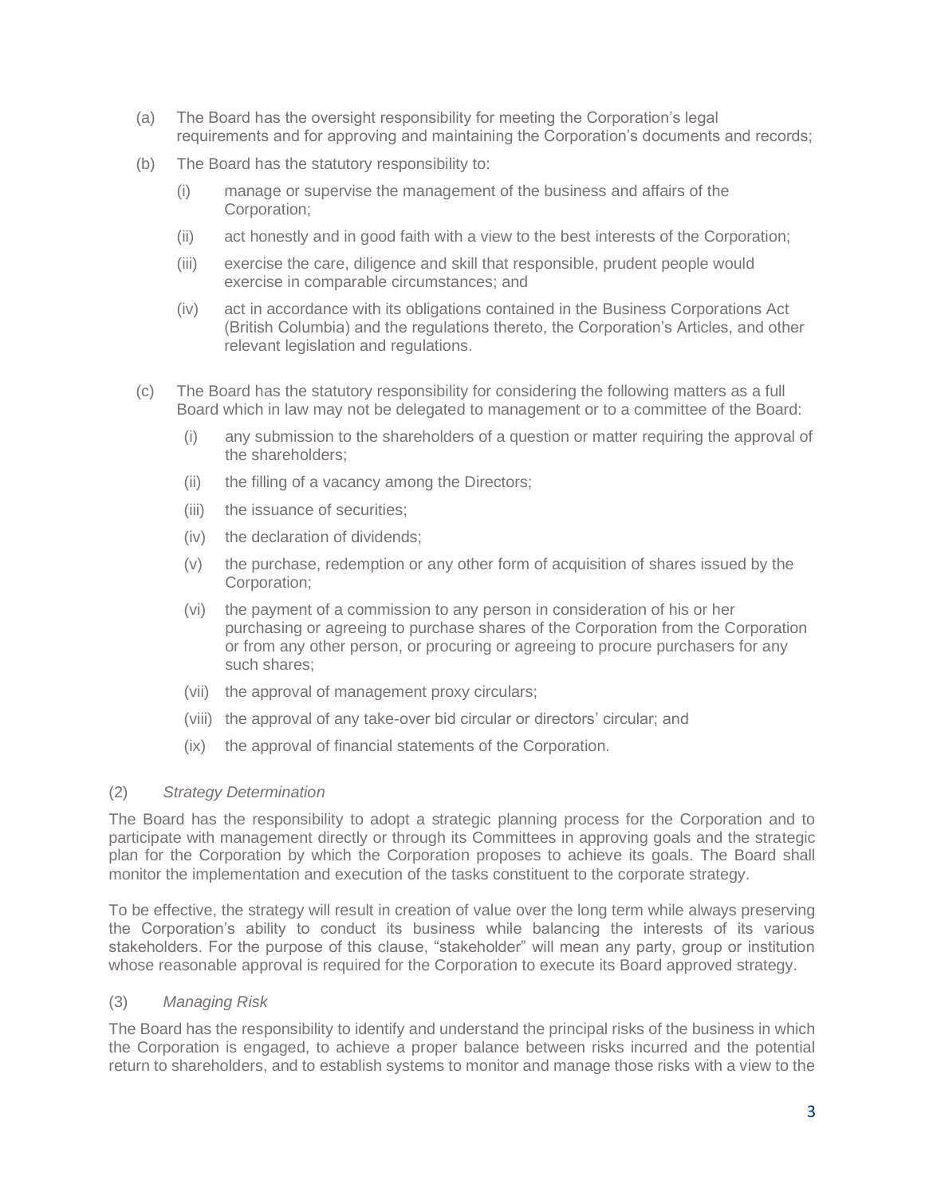(a) The Board has the oversight responsibility for meeting the Corporation's legal requirements and for approving and maintaining the Corporation's documents and records;

(b) The Board has the statutory responsibility to:

  (i) manage or supervise the management of the business and affairs of the Corporation;

  (ii) act honestly and in good faith with a view to the best interests of the Corporation;

  (iii) exercise the care, diligence and skill that responsible, prudent people would exercise in comparable circumstances; and

  (iv) act in accordance with its obligations contained in the Business Corporations Act (British Columbia) and the regulations thereto, the Corporation's Articles, and other relevant legislation and regulations.

(c) The Board has the statutory responsibility for considering the following matters as a full Board which in law may not be delegated to management or to a committee of the Board:

  (i) any submission to the shareholders of a question or matter requiring the approval of the shareholders;

  (ii) the filling of a vacancy among the Directors;

  (iii) the issuance of securities;

  (iv) the declaration of dividends;

  (v) the purchase, redemption or any other form of acquisition of shares issued by the Corporation;

  (vi) the payment of a commission to any person in consideration of his or her purchasing or agreeing to purchase shares of the Corporation from the Corporation or from any other person, or procuring or agreeing to procure purchasers for any such shares;

  (vii) the approval of management proxy circulars;

  (viii) the approval of any take-over bid circular or directors' circular; and

  (ix) the approval of financial statements of the Corporation.

(2) *Strategy Determination*

The Board has the responsibility to adopt a strategic planning process for the Corporation and to participate with management directly or through its Committees in approving goals and the strategic plan for the Corporation by which the Corporation proposes to achieve its goals. The Board shall monitor the implementation and execution of the tasks constituent to the corporate strategy.

To be effective, the strategy will result in creation of value over the long term while always preserving the Corporation's ability to conduct its business while balancing the interests of its various stakeholders. For the purpose of this clause, "stakeholder" will mean any party, group or institution whose reasonable approval is required for the Corporation to execute its Board approved strategy.

(3) *Managing Risk*

The Board has the responsibility to identify and understand the principal risks of the business in which the Corporation is engaged, to achieve a proper balance between risks incurred and the potential return to shareholders, and to establish systems to monitor and manage those risks with a view to the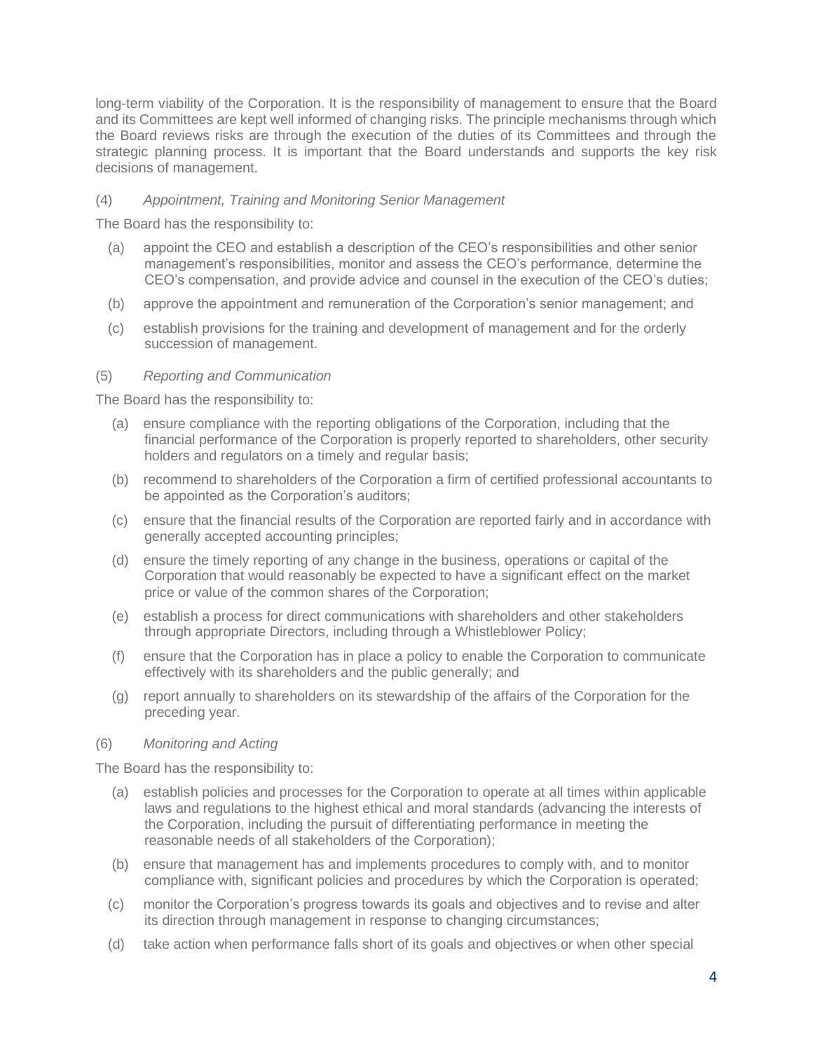long-term viability of the Corporation. It is the responsibility of management to ensure that the Board and its Committees are kept well informed of changing risks. The principle mechanisms through which the Board reviews risks are through the execution of the duties of its Committees and through the strategic planning process. It is important that the Board understands and supports the key risk decisions of management.

(4) *Appointment, Training and Monitoring Senior Management*

The Board has the responsibility to:

(a) appoint the CEO and establish a description of the CEO's responsibilities and other senior management's responsibilities, monitor and assess the CEO's performance, determine the CEO's compensation, and provide advice and counsel in the execution of the CEO's duties;

(b) approve the appointment and remuneration of the Corporation's senior management; and

(c) establish provisions for the training and development of management and for the orderly succession of management.

(5) *Reporting and Communication*

The Board has the responsibility to:

(a) ensure compliance with the reporting obligations of the Corporation, including that the financial performance of the Corporation is properly reported to shareholders, other security holders and regulators on a timely and regular basis;

(b) recommend to shareholders of the Corporation a firm of certified professional accountants to be appointed as the Corporation's auditors;

(c) ensure that the financial results of the Corporation are reported fairly and in accordance with generally accepted accounting principles;

(d) ensure the timely reporting of any change in the business, operations or capital of the Corporation that would reasonably be expected to have a significant effect on the market price or value of the common shares of the Corporation;

(e) establish a process for direct communications with shareholders and other stakeholders through appropriate Directors, including through a Whistleblower Policy;

(f) ensure that the Corporation has in place a policy to enable the Corporation to communicate effectively with its shareholders and the public generally; and

(g) report annually to shareholders on its stewardship of the affairs of the Corporation for the preceding year.

(6) *Monitoring and Acting*

The Board has the responsibility to:

(a) establish policies and processes for the Corporation to operate at all times within applicable laws and regulations to the highest ethical and moral standards (advancing the interests of the Corporation, including the pursuit of differentiating performance in meeting the reasonable needs of all stakeholders of the Corporation);

(b) ensure that management has and implements procedures to comply with, and to monitor compliance with, significant policies and procedures by which the Corporation is operated;

(c) monitor the Corporation's progress towards its goals and objectives and to revise and alter its direction through management in response to changing circumstances;

(d) take action when performance falls short of its goals and objectives or when other special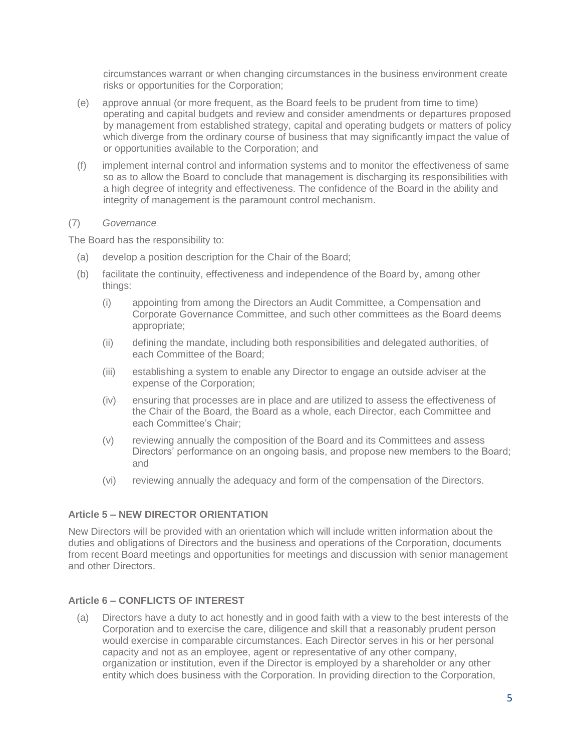circumstances warrant or when changing circumstances in the business environment create risks or opportunities for the Corporation;

(e) approve annual (or more frequent, as the Board feels to be prudent from time to time) operating and capital budgets and review and consider amendments or departures proposed by management from established strategy, capital and operating budgets or matters of policy which diverge from the ordinary course of business that may significantly impact the value of or opportunities available to the Corporation; and

(f) implement internal control and information systems and to monitor the effectiveness of same so as to allow the Board to conclude that management is discharging its responsibilities with a high degree of integrity and effectiveness. The confidence of the Board in the ability and integrity of management is the paramount control mechanism.

(7) *Governance*

The Board has the responsibility to:

(a) develop a position description for the Chair of the Board;

(b) facilitate the continuity, effectiveness and independence of the Board by, among other things:

   (i) appointing from among the Directors an Audit Committee, a Compensation and Corporate Governance Committee, and such other committees as the Board deems appropriate;

   (ii) defining the mandate, including both responsibilities and delegated authorities, of each Committee of the Board;

   (iii) establishing a system to enable any Director to engage an outside adviser at the expense of the Corporation;

   (iv) ensuring that processes are in place and are utilized to assess the effectiveness of the Chair of the Board, the Board as a whole, each Director, each Committee and each Committee's Chair;

   (v) reviewing annually the composition of the Board and its Committees and assess Directors' performance on an ongoing basis, and propose new members to the Board; and

   (vi) reviewing annually the adequacy and form of the compensation of the Directors.

### Article 5 – NEW DIRECTOR ORIENTATION

New Directors will be provided with an orientation which will include written information about the duties and obligations of Directors and the business and operations of the Corporation, documents from recent Board meetings and opportunities for meetings and discussion with senior management and other Directors.

### Article 6 – CONFLICTS OF INTEREST

(a) Directors have a duty to act honestly and in good faith with a view to the best interests of the Corporation and to exercise the care, diligence and skill that a reasonably prudent person would exercise in comparable circumstances. Each Director serves in his or her personal capacity and not as an employee, agent or representative of any other company, organization or institution, even if the Director is employed by a shareholder or any other entity which does business with the Corporation. In providing direction to the Corporation,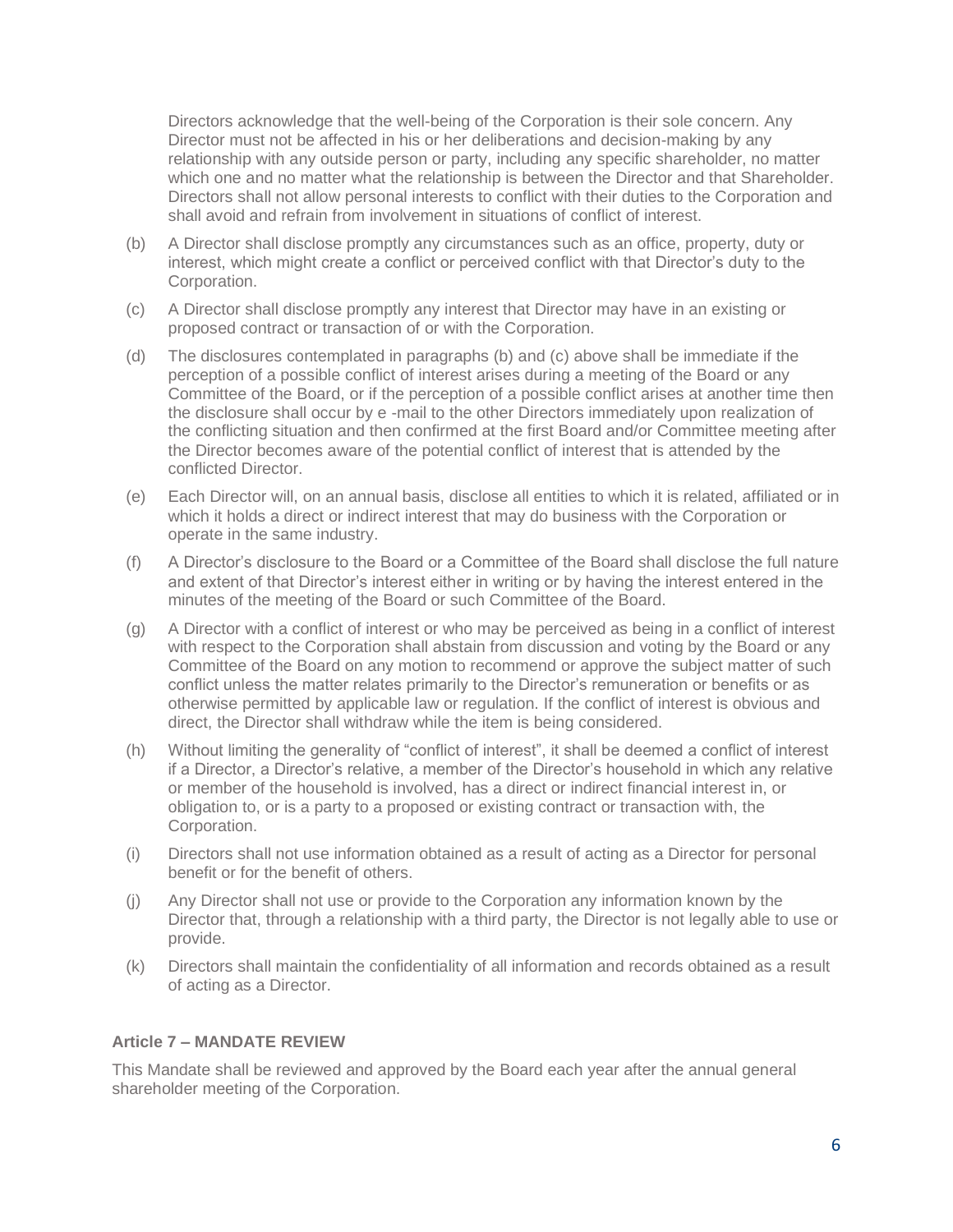Directors acknowledge that the well-being of the Corporation is their sole concern. Any Director must not be affected in his or her deliberations and decision-making by any relationship with any outside person or party, including any specific shareholder, no matter which one and no matter what the relationship is between the Director and that Shareholder. Directors shall not allow personal interests to conflict with their duties to the Corporation and shall avoid and refrain from involvement in situations of conflict of interest.

(b) A Director shall disclose promptly any circumstances such as an office, property, duty or interest, which might create a conflict or perceived conflict with that Director's duty to the Corporation.

(c) A Director shall disclose promptly any interest that Director may have in an existing or proposed contract or transaction of or with the Corporation.

(d) The disclosures contemplated in paragraphs (b) and (c) above shall be immediate if the perception of a possible conflict of interest arises during a meeting of the Board or any Committee of the Board, or if the perception of a possible conflict arises at another time then the disclosure shall occur by e -mail to the other Directors immediately upon realization of the conflicting situation and then confirmed at the first Board and/or Committee meeting after the Director becomes aware of the potential conflict of interest that is attended by the conflicted Director.

(e) Each Director will, on an annual basis, disclose all entities to which it is related, affiliated or in which it holds a direct or indirect interest that may do business with the Corporation or operate in the same industry.

(f) A Director's disclosure to the Board or a Committee of the Board shall disclose the full nature and extent of that Director's interest either in writing or by having the interest entered in the minutes of the meeting of the Board or such Committee of the Board.

(g) A Director with a conflict of interest or who may be perceived as being in a conflict of interest with respect to the Corporation shall abstain from discussion and voting by the Board or any Committee of the Board on any motion to recommend or approve the subject matter of such conflict unless the matter relates primarily to the Director's remuneration or benefits or as otherwise permitted by applicable law or regulation. If the conflict of interest is obvious and direct, the Director shall withdraw while the item is being considered.

(h) Without limiting the generality of "conflict of interest", it shall be deemed a conflict of interest if a Director, a Director's relative, a member of the Director's household in which any relative or member of the household is involved, has a direct or indirect financial interest in, or obligation to, or is a party to a proposed or existing contract or transaction with, the Corporation.

(i) Directors shall not use information obtained as a result of acting as a Director for personal benefit or for the benefit of others.

(j) Any Director shall not use or provide to the Corporation any information known by the Director that, through a relationship with a third party, the Director is not legally able to use or provide.

(k) Directors shall maintain the confidentiality of all information and records obtained as a result of acting as a Director.

### Article 7 – MANDATE REVIEW

This Mandate shall be reviewed and approved by the Board each year after the annual general shareholder meeting of the Corporation.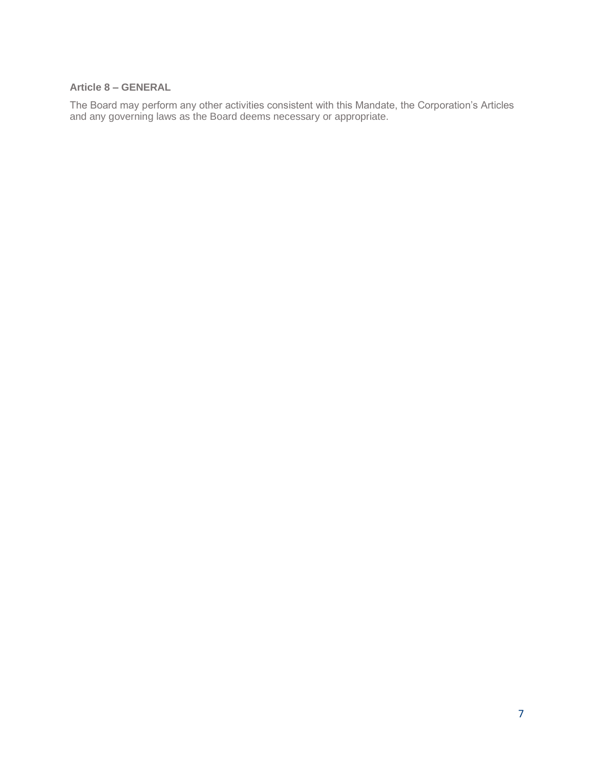### Article 8 – GENERAL

The Board may perform any other activities consistent with this Mandate, the Corporation's Articles and any governing laws as the Board deems necessary or appropriate.